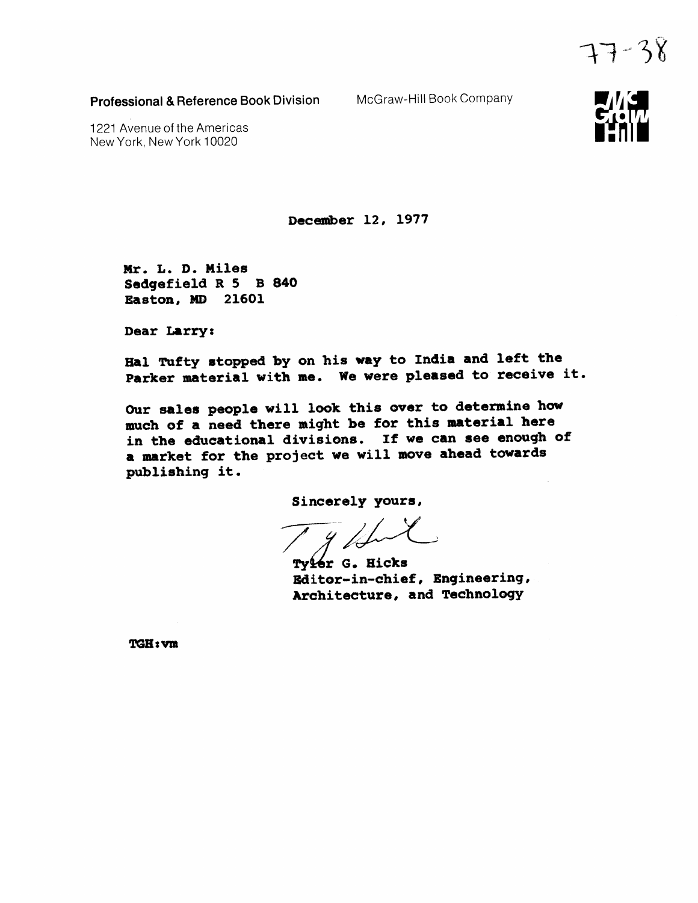77-38

**Professional & Reference Book Division**

McGraw-Hill Book Company

1221 Avenue of the Americas
New York, New York 10020

December 12, 1977

Mr. L. D. Miles
Sedgefield R 5 B 840
Easton, MD 21601

Dear Larry:

Hal Tufty stopped by on his way to India and left the Parker material with me. We were pleased to receive it.

Our sales people will look this over to determine how much of a need there might be for this material here in the educational divisions. If we can see enough of a market for the project we will move ahead towards publishing it.

Sincerely yours,

Tyler G. Hicks
Editor-in-chief, Engineering, Architecture, and Technology

TGH:vm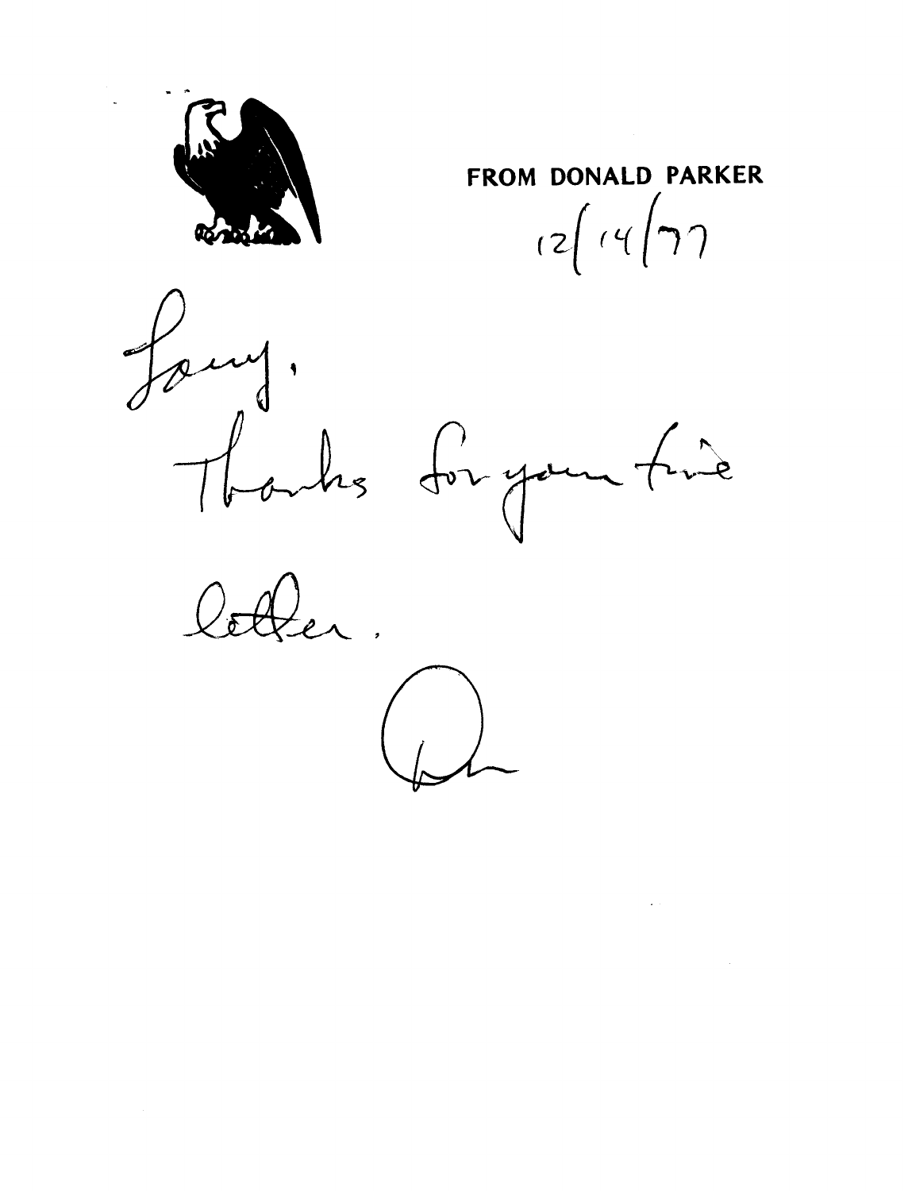**FROM DONALD PARKER**

12/14/77

Larry,

Thanks for your fine letter.

Don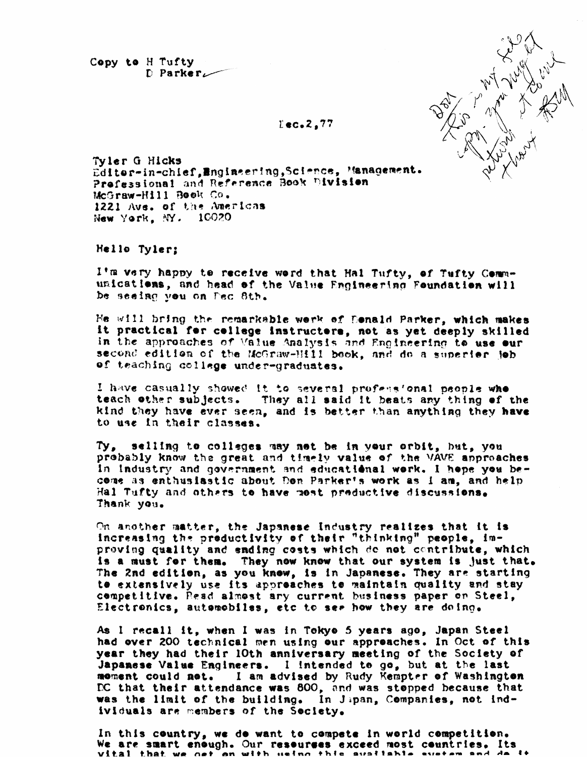Copy to H Tufty
D Parker

Don
This is my file copy - you might return it. Love Larry
Thanks Bill

Dec.2,77

Tyler G Hicks
Editor-in-chief, Engineering, Science, Management.
Professional and Reference Book Division
McGraw-Hill Book Co.
1221 Ave. of the Americas
New York, NY. 10020

Hello Tyler;

I'm very happy to receive word that Hal Tufty, of Tufty Communications, and head of the Value Engineering Foundation will be seeing you on Dec 8th.

He will bring the remarkable work of Donald Parker, which makes it practical for college instructors, not as yet deeply skilled in the approaches of Value Analysis and Engineering to use our second edition of the McGraw-Hill book, and do a superior job of teaching college under-graduates.

I have casually showed it to several professional people who teach other subjects. They all said it beats any thing of the kind they have ever seen, and is better than anything they have to use in their classes.

Ty, selling to colleges may not be in your orbit, but, you probably know the great and timely value of the VAVE approaches in industry and government and educational work. I hope you become as enthusiastic about Don Parker's work as I am, and help Hal Tufty and others to have most productive discussions. Thank you.

On another matter, the Japanese Industry realizes that it is increasing the productivity of their "thinking" people, improving quality and ending costs which do not contribute, which is a must for them. They now know that our system is just that. The 2nd edition, as you know, is in Japanese. They are starting to extensively use its approaches to maintain quality and stay competitive. Read almost any current business paper on Steel, Electronics, automobiles, etc to see how they are doing.

As I recall it, when I was in Tokyo 5 years ago, Japan Steel had over 200 technical men using our approaches. In Oct of this year they had their 10th anniversary meeting of the Society of Japanese Value Engineers. I intended to go, but at the last moment could not. I am advised by Rudy Kempter of Washington DC that their attendance was 800, and was stopped because that was the limit of the building. In Japan, Companies, not individuals are members of the Society.

In this country, we do want to compete in world competition. We are smart enough. Our resources exceed most countries. Its vital that we get on with using this available system and do it